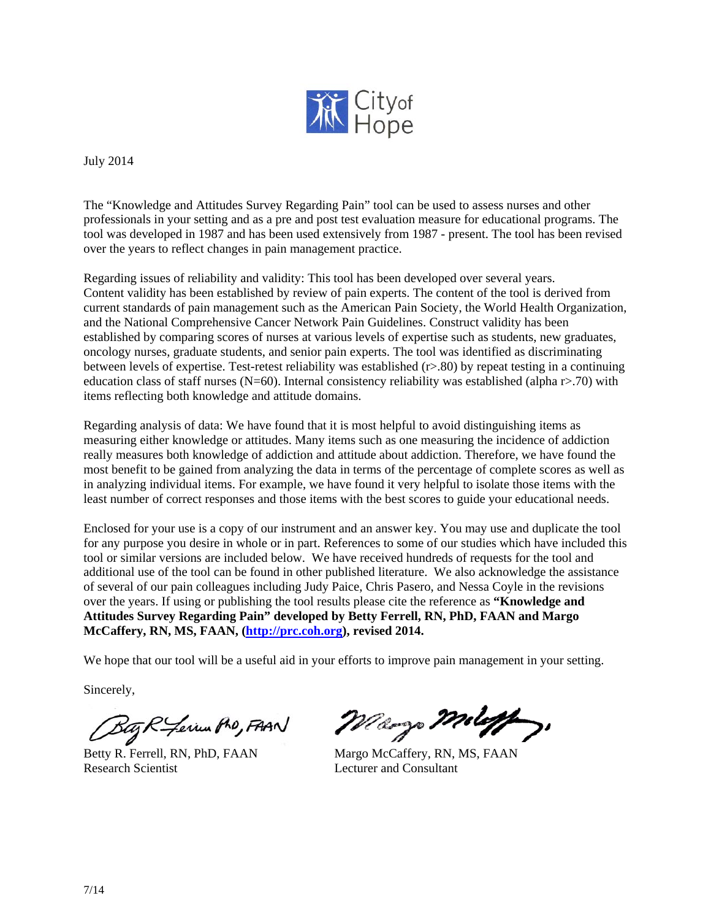City of Hope

July 2014

The "Knowledge and Attitudes Survey Regarding Pain" tool can be used to assess nurses and other professionals in your setting and as a pre and post test evaluation measure for educational programs. The tool was developed in 1987 and has been used extensively from 1987 - present. The tool has been revised over the years to reflect changes in pain management practice.

Regarding issues of reliability and validity: This tool has been developed over several years. Content validity has been established by review of pain experts. The content of the tool is derived from current standards of pain management such as the American Pain Society, the World Health Organization, and the National Comprehensive Cancer Network Pain Guidelines. Construct validity has been established by comparing scores of nurses at various levels of expertise such as students, new graduates, oncology nurses, graduate students, and senior pain experts. The tool was identified as discriminating between levels of expertise. Test-retest reliability was established (r>.80) by repeat testing in a continuing education class of staff nurses (N=60). Internal consistency reliability was established (alpha r>.70) with items reflecting both knowledge and attitude domains.

Regarding analysis of data: We have found that it is most helpful to avoid distinguishing items as measuring either knowledge or attitudes. Many items such as one measuring the incidence of addiction really measures both knowledge of addiction and attitude about addiction. Therefore, we have found the most benefit to be gained from analyzing the data in terms of the percentage of complete scores as well as in analyzing individual items. For example, we have found it very helpful to isolate those items with the least number of correct responses and those items with the best scores to guide your educational needs.

Enclosed for your use is a copy of our instrument and an answer key. You may use and duplicate the tool for any purpose you desire in whole or in part. References to some of our studies which have included this tool or similar versions are included below. We have received hundreds of requests for the tool and additional use of the tool can be found in other published literature. We also acknowledge the assistance of several of our pain colleagues including Judy Paice, Chris Pasero, and Nessa Coyle in the revisions over the years. If using or publishing the tool results please cite the reference as **"Knowledge and Attitudes Survey Regarding Pain" developed by Betty Ferrell, RN, PhD, FAAN and Margo McCaffery, RN, MS, FAAN, (http://prc.coh.org), revised 2014.**

We hope that our tool will be a useful aid in your efforts to improve pain management in your setting.

Sincerely,

Betty R. Ferrell, RN, PhD, FAAN
Research Scientist

Margo McCaffery, RN, MS, FAAN
Lecturer and Consultant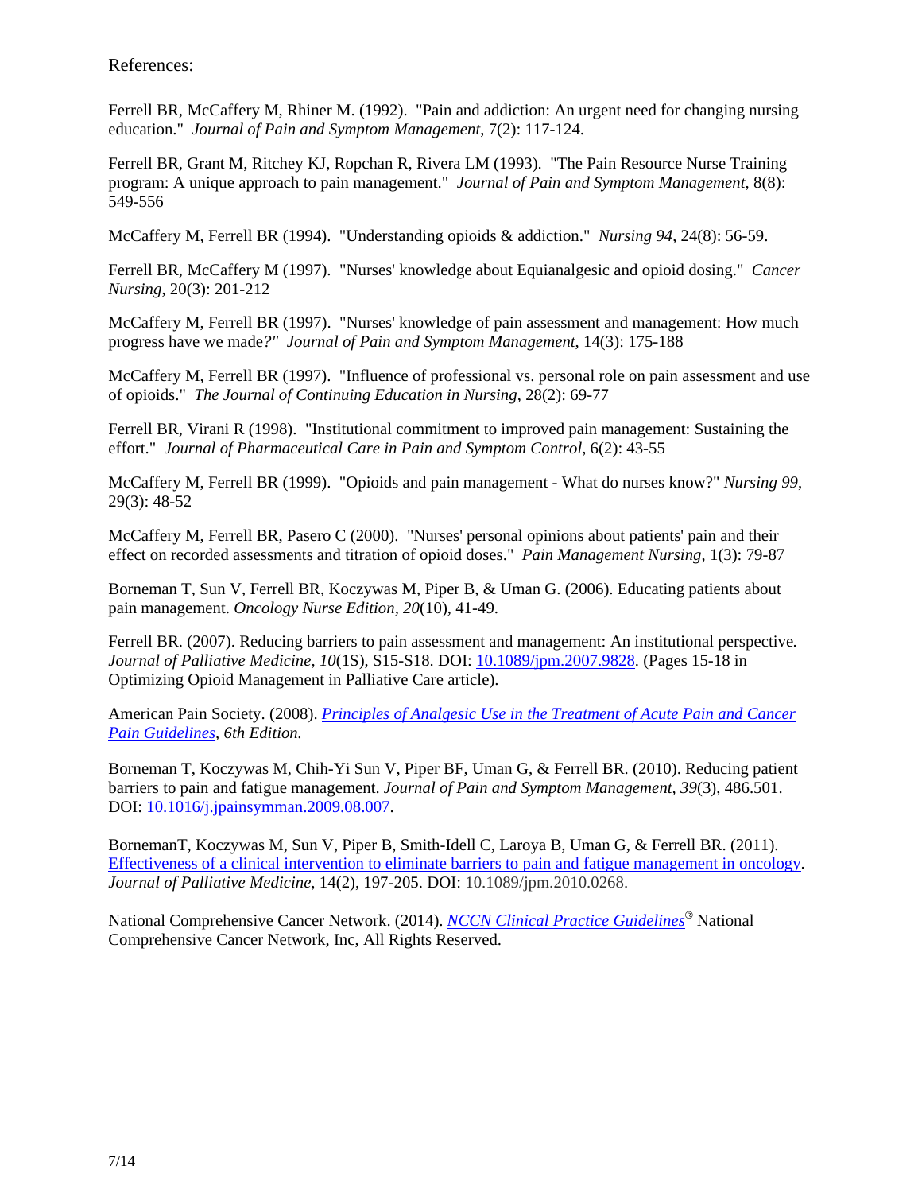References:

Ferrell BR, McCaffery M, Rhiner M. (1992). "Pain and addiction: An urgent need for changing nursing education." *Journal of Pain and Symptom Management*, 7(2): 117-124.

Ferrell BR, Grant M, Ritchey KJ, Ropchan R, Rivera LM (1993). "The Pain Resource Nurse Training program: A unique approach to pain management." *Journal of Pain and Symptom Management*, 8(8): 549-556

McCaffery M, Ferrell BR (1994). "Understanding opioids & addiction." *Nursing 94*, 24(8): 56-59.

Ferrell BR, McCaffery M (1997). "Nurses' knowledge about Equianalgesic and opioid dosing." *Cancer Nursing*, 20(3): 201-212

McCaffery M, Ferrell BR (1997). "Nurses' knowledge of pain assessment and management: How much progress have we made?" *Journal of Pain and Symptom Management*, 14(3): 175-188

McCaffery M, Ferrell BR (1997). "Influence of professional vs. personal role on pain assessment and use of opioids." *The Journal of Continuing Education in Nursing*, 28(2): 69-77

Ferrell BR, Virani R (1998). "Institutional commitment to improved pain management: Sustaining the effort." *Journal of Pharmaceutical Care in Pain and Symptom Control*, 6(2): 43-55

McCaffery M, Ferrell BR (1999). "Opioids and pain management - What do nurses know?" *Nursing 99*, 29(3): 48-52

McCaffery M, Ferrell BR, Pasero C (2000). "Nurses' personal opinions about patients' pain and their effect on recorded assessments and titration of opioid doses." *Pain Management Nursing*, 1(3): 79-87

Borneman T, Sun V, Ferrell BR, Koczywas M, Piper B, & Uman G. (2006). Educating patients about pain management. *Oncology Nurse Edition, 20*(10), 41-49.

Ferrell BR. (2007). Reducing barriers to pain assessment and management: An institutional perspective. *Journal of Palliative Medicine*, *10*(1S), S15-S18. DOI: 10.1089/jpm.2007.9828. (Pages 15-18 in Optimizing Opioid Management in Palliative Care article).

American Pain Society. (2008). *Principles of Analgesic Use in the Treatment of Acute Pain and Cancer Pain Guidelines, 6th Edition.*

Borneman T, Koczywas M, Chih-Yi Sun V, Piper BF, Uman G, & Ferrell BR. (2010). Reducing patient barriers to pain and fatigue management. *Journal of Pain and Symptom Management, 39*(3), 486.501. DOI: 10.1016/j.jpainsymman.2009.08.007.

BornemanT, Koczywas M, Sun V, Piper B, Smith-Idell C, Laroya B, Uman G, & Ferrell BR. (2011). Effectiveness of a clinical intervention to eliminate barriers to pain and fatigue management in oncology. *Journal of Palliative Medicine*, 14(2), 197-205. DOI: 10.1089/jpm.2010.0268.

National Comprehensive Cancer Network. (2014). *NCCN Clinical Practice Guidelines*® National Comprehensive Cancer Network, Inc, All Rights Reserved.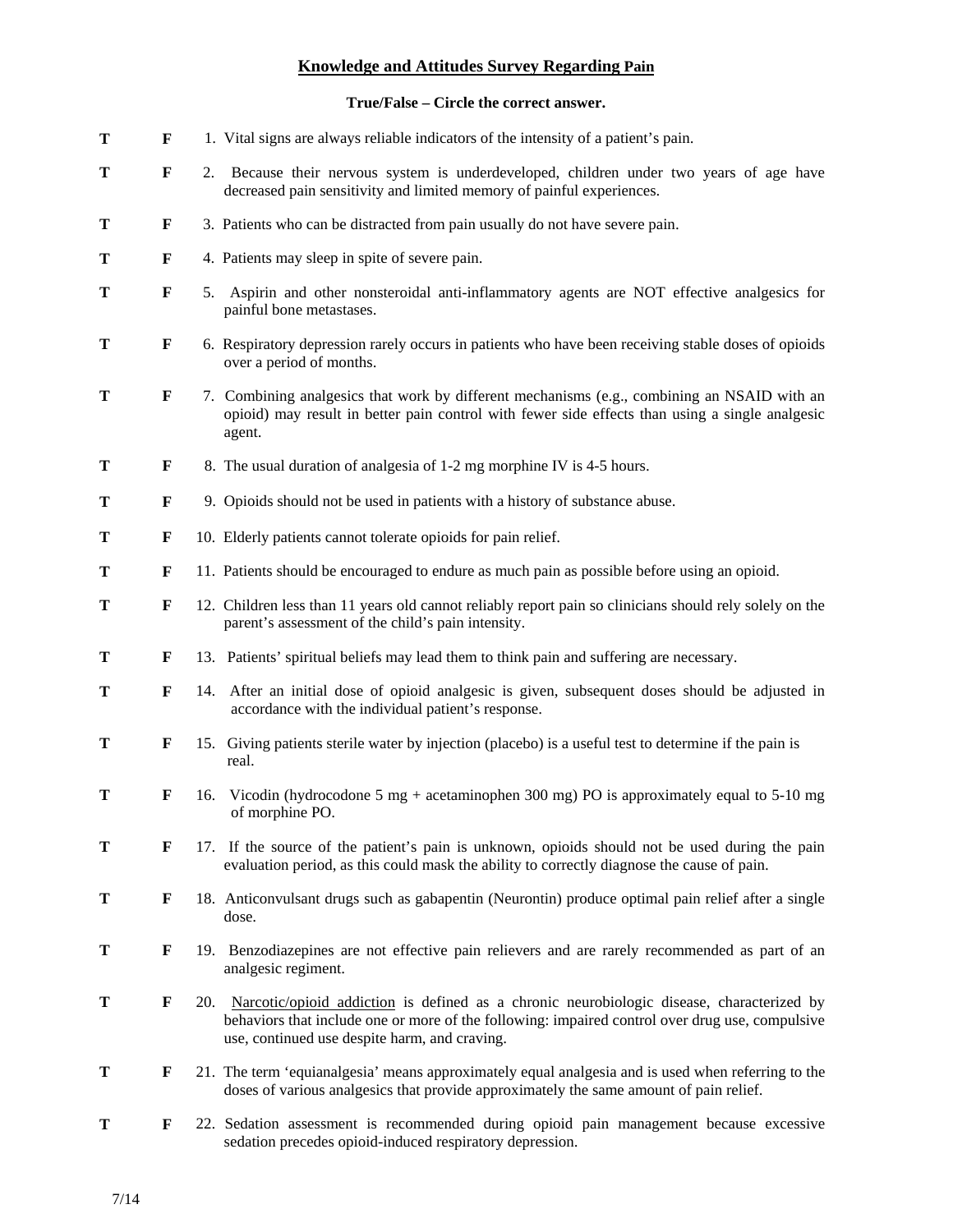# Knowledge and Attitudes Survey Regarding Pain

**True/False – Circle the correct answer.**

**T** **F** 1. Vital signs are always reliable indicators of the intensity of a patient's pain.

**T** **F** 2. Because their nervous system is underdeveloped, children under two years of age have decreased pain sensitivity and limited memory of painful experiences.

**T** **F** 3. Patients who can be distracted from pain usually do not have severe pain.

**T** **F** 4. Patients may sleep in spite of severe pain.

**T** **F** 5. Aspirin and other nonsteroidal anti-inflammatory agents are NOT effective analgesics for painful bone metastases.

**T** **F** 6. Respiratory depression rarely occurs in patients who have been receiving stable doses of opioids over a period of months.

**T** **F** 7. Combining analgesics that work by different mechanisms (e.g., combining an NSAID with an opioid) may result in better pain control with fewer side effects than using a single analgesic agent.

**T** **F** 8. The usual duration of analgesia of 1-2 mg morphine IV is 4-5 hours.

**T** **F** 9. Opioids should not be used in patients with a history of substance abuse.

**T** **F** 10. Elderly patients cannot tolerate opioids for pain relief.

**T** **F** 11. Patients should be encouraged to endure as much pain as possible before using an opioid.

**T** **F** 12. Children less than 11 years old cannot reliably report pain so clinicians should rely solely on the parent's assessment of the child's pain intensity.

**T** **F** 13. Patients' spiritual beliefs may lead them to think pain and suffering are necessary.

**T** **F** 14. After an initial dose of opioid analgesic is given, subsequent doses should be adjusted in accordance with the individual patient's response.

**T** **F** 15. Giving patients sterile water by injection (placebo) is a useful test to determine if the pain is real.

**T** **F** 16. Vicodin (hydrocodone 5 mg + acetaminophen 300 mg) PO is approximately equal to 5-10 mg of morphine PO.

**T** **F** 17. If the source of the patient's pain is unknown, opioids should not be used during the pain evaluation period, as this could mask the ability to correctly diagnose the cause of pain.

**T** **F** 18. Anticonvulsant drugs such as gabapentin (Neurontin) produce optimal pain relief after a single dose.

**T** **F** 19. Benzodiazepines are not effective pain relievers and are rarely recommended as part of an analgesic regiment.

**T** **F** 20. Narcotic/opioid addiction is defined as a chronic neurobiologic disease, characterized by behaviors that include one or more of the following: impaired control over drug use, compulsive use, continued use despite harm, and craving.

**T** **F** 21. The term 'equianalgesia' means approximately equal analgesia and is used when referring to the doses of various analgesics that provide approximately the same amount of pain relief.

**T** **F** 22. Sedation assessment is recommended during opioid pain management because excessive sedation precedes opioid-induced respiratory depression.

7/14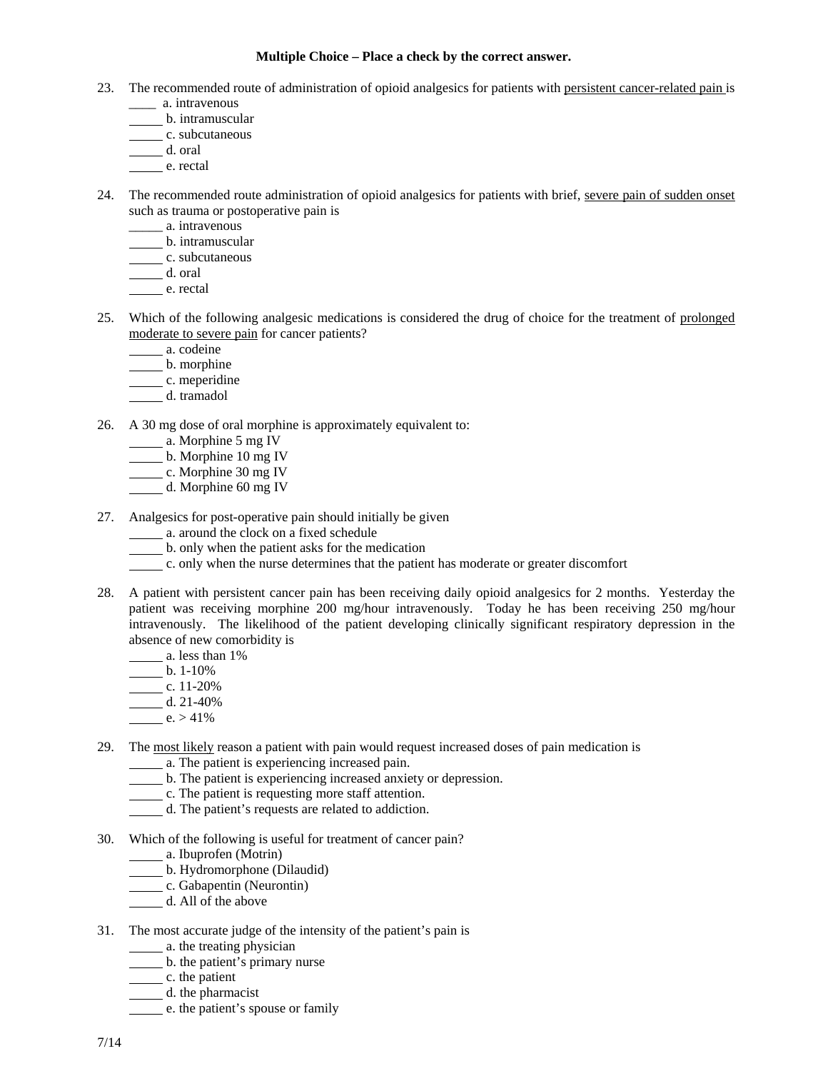**Multiple Choice – Place a check by the correct answer.**

23. The recommended route of administration of opioid analgesics for patients with <u>persistent cancer-related pain</u> is
    ____ a. intravenous
    _____ b. intramuscular
    _____ c. subcutaneous
    _____ d. oral
    _____ e. rectal

24. The recommended route administration of opioid analgesics for patients with brief, <u>severe pain of sudden onset</u> such as trauma or postoperative pain is
    _____ a. intravenous
    _____ b. intramuscular
    _____ c. subcutaneous
    _____ d. oral
    _____ e. rectal

25. Which of the following analgesic medications is considered the drug of choice for the treatment of <u>prolonged moderate to severe pain</u> for cancer patients?
    _____ a. codeine
    _____ b. morphine
    _____ c. meperidine
    _____ d. tramadol

26. A 30 mg dose of oral morphine is approximately equivalent to:
    _____ a. Morphine 5 mg IV
    _____ b. Morphine 10 mg IV
    _____ c. Morphine 30 mg IV
    _____ d. Morphine 60 mg IV

27. Analgesics for post-operative pain should initially be given
    _____ a. around the clock on a fixed schedule
    _____ b. only when the patient asks for the medication
    _____ c. only when the nurse determines that the patient has moderate or greater discomfort

28. A patient with persistent cancer pain has been receiving daily opioid analgesics for 2 months. Yesterday the patient was receiving morphine 200 mg/hour intravenously. Today he has been receiving 250 mg/hour intravenously. The likelihood of the patient developing clinically significant respiratory depression in the absence of new comorbidity is
    _____ a. less than 1%
    _____ b. 1-10%
    _____ c. 11-20%
    _____ d. 21-40%
    _____ e. > 41%

29. The <u>most likely</u> reason a patient with pain would request increased doses of pain medication is
    _____ a. The patient is experiencing increased pain.
    _____ b. The patient is experiencing increased anxiety or depression.
    _____ c. The patient is requesting more staff attention.
    _____ d. The patient's requests are related to addiction.

30. Which of the following is useful for treatment of cancer pain?
    _____ a. Ibuprofen (Motrin)
    _____ b. Hydromorphone (Dilaudid)
    _____ c. Gabapentin (Neurontin)
    _____ d. All of the above

31. The most accurate judge of the intensity of the patient's pain is
    _____ a. the treating physician
    _____ b. the patient's primary nurse
    _____ c. the patient
    _____ d. the pharmacist
    _____ e. the patient's spouse or family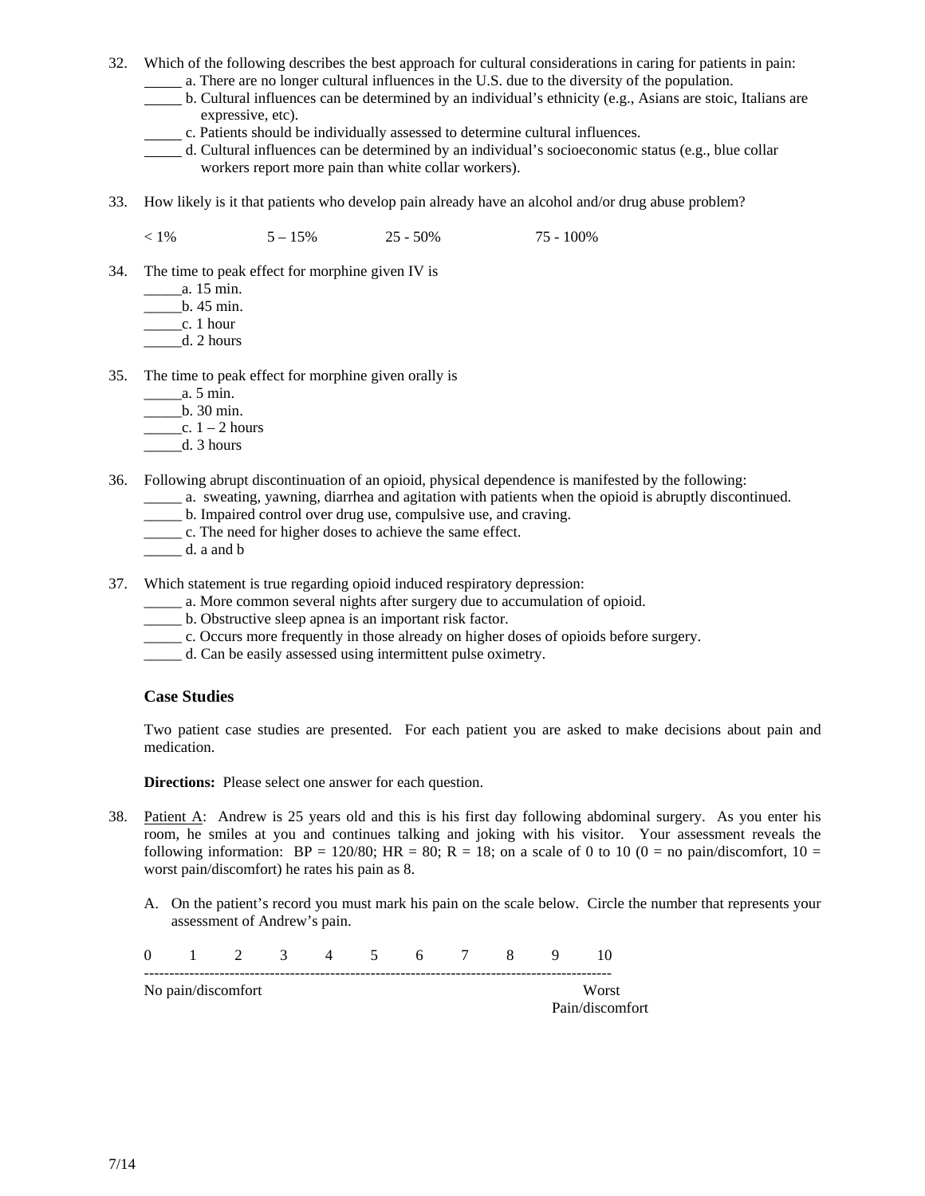32. Which of the following describes the best approach for cultural considerations in caring for patients in pain:
    _____ a. There are no longer cultural influences in the U.S. due to the diversity of the population.
    _____ b. Cultural influences can be determined by an individual's ethnicity (e.g., Asians are stoic, Italians are expressive, etc).
    _____ c. Patients should be individually assessed to determine cultural influences.
    _____ d. Cultural influences can be determined by an individual's socioeconomic status (e.g., blue collar workers report more pain than white collar workers).

33. How likely is it that patients who develop pain already have an alcohol and/or drug abuse problem?

    < 1%　　　　5 – 15%　　　　25 - 50%　　　　75 - 100%

34. The time to peak effect for morphine given IV is
    _____a. 15 min.
    _____b. 45 min.
    _____c. 1 hour
    _____d. 2 hours

35. The time to peak effect for morphine given orally is
    _____a. 5 min.
    _____b. 30 min.
    _____c. 1 – 2 hours
    _____d. 3 hours

36. Following abrupt discontinuation of an opioid, physical dependence is manifested by the following:
    _____ a. sweating, yawning, diarrhea and agitation with patients when the opioid is abruptly discontinued.
    _____ b. Impaired control over drug use, compulsive use, and craving.
    _____ c. The need for higher doses to achieve the same effect.
    _____ d. a and b

37. Which statement is true regarding opioid induced respiratory depression:
    _____ a. More common several nights after surgery due to accumulation of opioid.
    _____ b. Obstructive sleep apnea is an important risk factor.
    _____ c. Occurs more frequently in those already on higher doses of opioids before surgery.
    _____ d. Can be easily assessed using intermittent pulse oximetry.

### Case Studies

Two patient case studies are presented. For each patient you are asked to make decisions about pain and medication.

**Directions:** Please select one answer for each question.

38. Patient A: Andrew is 25 years old and this is his first day following abdominal surgery. As you enter his room, he smiles at you and continues talking and joking with his visitor. Your assessment reveals the following information: BP = 120/80; HR = 80; R = 18; on a scale of 0 to 10 (0 = no pain/discomfort, 10 = worst pain/discomfort) he rates his pain as 8.

    A. On the patient's record you must mark his pain on the scale below. Circle the number that represents your assessment of Andrew's pain.

    0　1　2　3　4　5　6　7　8　9　10
    
    No pain/discomfort　　　　　　　　　　　　Worst Pain/discomfort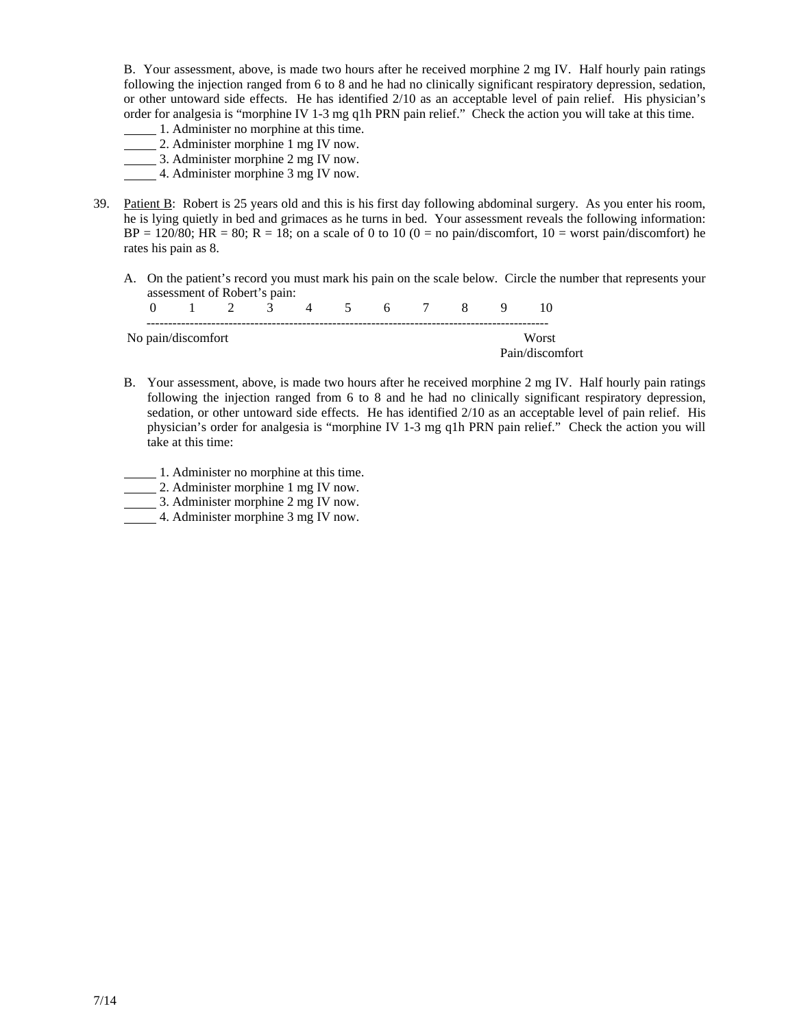B. Your assessment, above, is made two hours after he received morphine 2 mg IV. Half hourly pain ratings following the injection ranged from 6 to 8 and he had no clinically significant respiratory depression, sedation, or other untoward side effects. He has identified 2/10 as an acceptable level of pain relief. His physician's order for analgesia is "morphine IV 1-3 mg q1h PRN pain relief." Check the action you will take at this time.

_____ 1. Administer no morphine at this time.
_____ 2. Administer morphine 1 mg IV now.
_____ 3. Administer morphine 2 mg IV now.
_____ 4. Administer morphine 3 mg IV now.

39. Patient B: Robert is 25 years old and this is his first day following abdominal surgery. As you enter his room, he is lying quietly in bed and grimaces as he turns in bed. Your assessment reveals the following information: BP = 120/80; HR = 80; R = 18; on a scale of 0 to 10 (0 = no pain/discomfort, 10 = worst pain/discomfort) he rates his pain as 8.

A. On the patient's record you must mark his pain on the scale below. Circle the number that represents your assessment of Robert's pain:

0 1 2 3 4 5 6 7 8 9 10
------------------------------------------------------------------------------------------
No pain/discomfort — Worst Pain/discomfort

B. Your assessment, above, is made two hours after he received morphine 2 mg IV. Half hourly pain ratings following the injection ranged from 6 to 8 and he had no clinically significant respiratory depression, sedation, or other untoward side effects. He has identified 2/10 as an acceptable level of pain relief. His physician's order for analgesia is "morphine IV 1-3 mg q1h PRN pain relief." Check the action you will take at this time:

_____ 1. Administer no morphine at this time.
_____ 2. Administer morphine 1 mg IV now.
_____ 3. Administer morphine 2 mg IV now.
_____ 4. Administer morphine 3 mg IV now.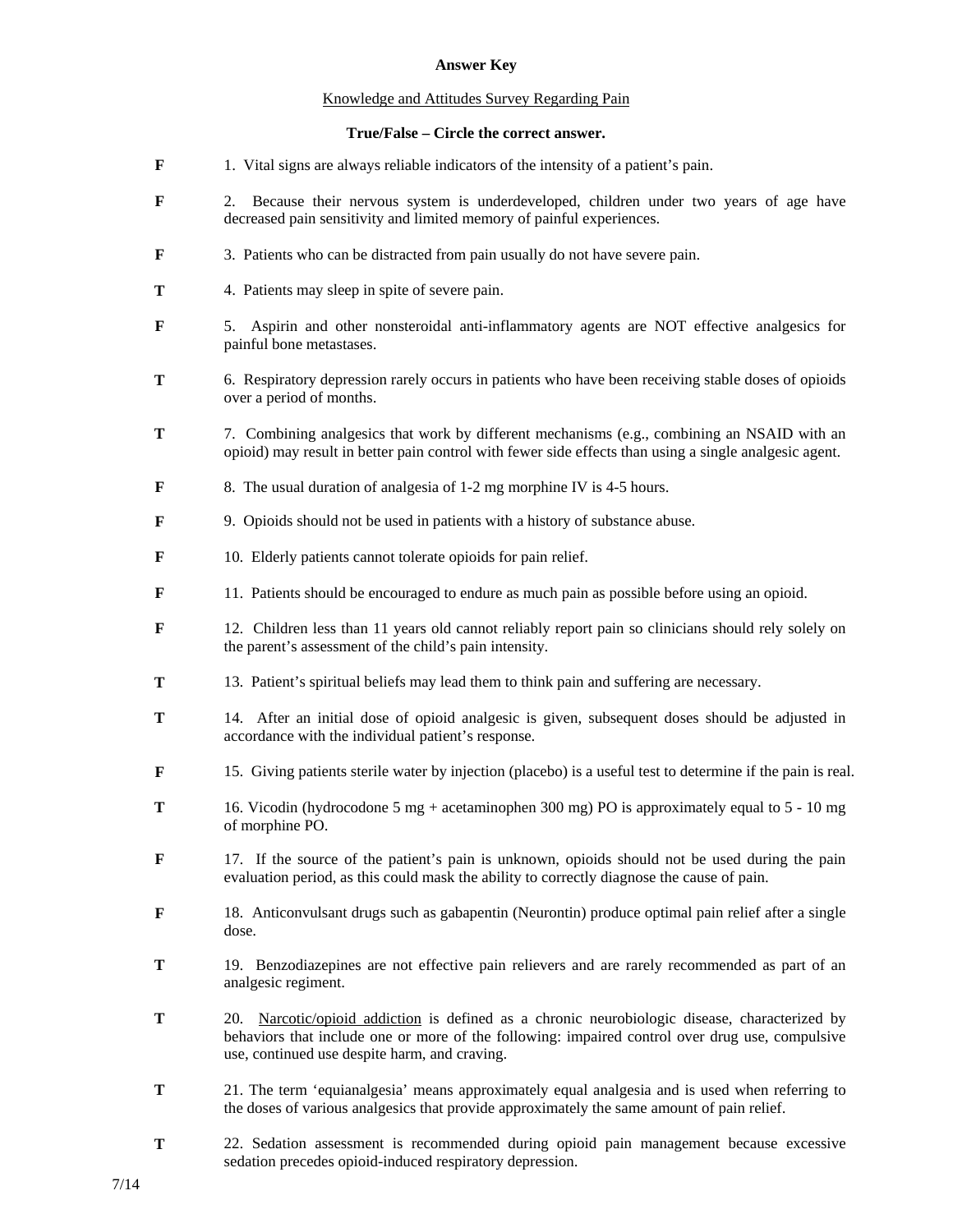**Answer Key**

Knowledge and Attitudes Survey Regarding Pain

**True/False – Circle the correct answer.**

**F** 1. Vital signs are always reliable indicators of the intensity of a patient's pain.

**F** 2. Because their nervous system is underdeveloped, children under two years of age have decreased pain sensitivity and limited memory of painful experiences.

**F** 3. Patients who can be distracted from pain usually do not have severe pain.

**T** 4. Patients may sleep in spite of severe pain.

**F** 5. Aspirin and other nonsteroidal anti-inflammatory agents are NOT effective analgesics for painful bone metastases.

**T** 6. Respiratory depression rarely occurs in patients who have been receiving stable doses of opioids over a period of months.

**T** 7. Combining analgesics that work by different mechanisms (e.g., combining an NSAID with an opioid) may result in better pain control with fewer side effects than using a single analgesic agent.

**F** 8. The usual duration of analgesia of 1-2 mg morphine IV is 4-5 hours.

**F** 9. Opioids should not be used in patients with a history of substance abuse.

**F** 10. Elderly patients cannot tolerate opioids for pain relief.

**F** 11. Patients should be encouraged to endure as much pain as possible before using an opioid.

**F** 12. Children less than 11 years old cannot reliably report pain so clinicians should rely solely on the parent's assessment of the child's pain intensity.

**T** 13. Patient's spiritual beliefs may lead them to think pain and suffering are necessary.

**T** 14. After an initial dose of opioid analgesic is given, subsequent doses should be adjusted in accordance with the individual patient's response.

**F** 15. Giving patients sterile water by injection (placebo) is a useful test to determine if the pain is real.

**T** 16. Vicodin (hydrocodone 5 mg + acetaminophen 300 mg) PO is approximately equal to 5 - 10 mg of morphine PO.

**F** 17. If the source of the patient's pain is unknown, opioids should not be used during the pain evaluation period, as this could mask the ability to correctly diagnose the cause of pain.

**F** 18. Anticonvulsant drugs such as gabapentin (Neurontin) produce optimal pain relief after a single dose.

**T** 19. Benzodiazepines are not effective pain relievers and are rarely recommended as part of an analgesic regiment.

**T** 20. Narcotic/opioid addiction is defined as a chronic neurobiologic disease, characterized by behaviors that include one or more of the following: impaired control over drug use, compulsive use, continued use despite harm, and craving.

**T** 21. The term 'equianalgesia' means approximately equal analgesia and is used when referring to the doses of various analgesics that provide approximately the same amount of pain relief.

**T** 22. Sedation assessment is recommended during opioid pain management because excessive sedation precedes opioid-induced respiratory depression.

7/14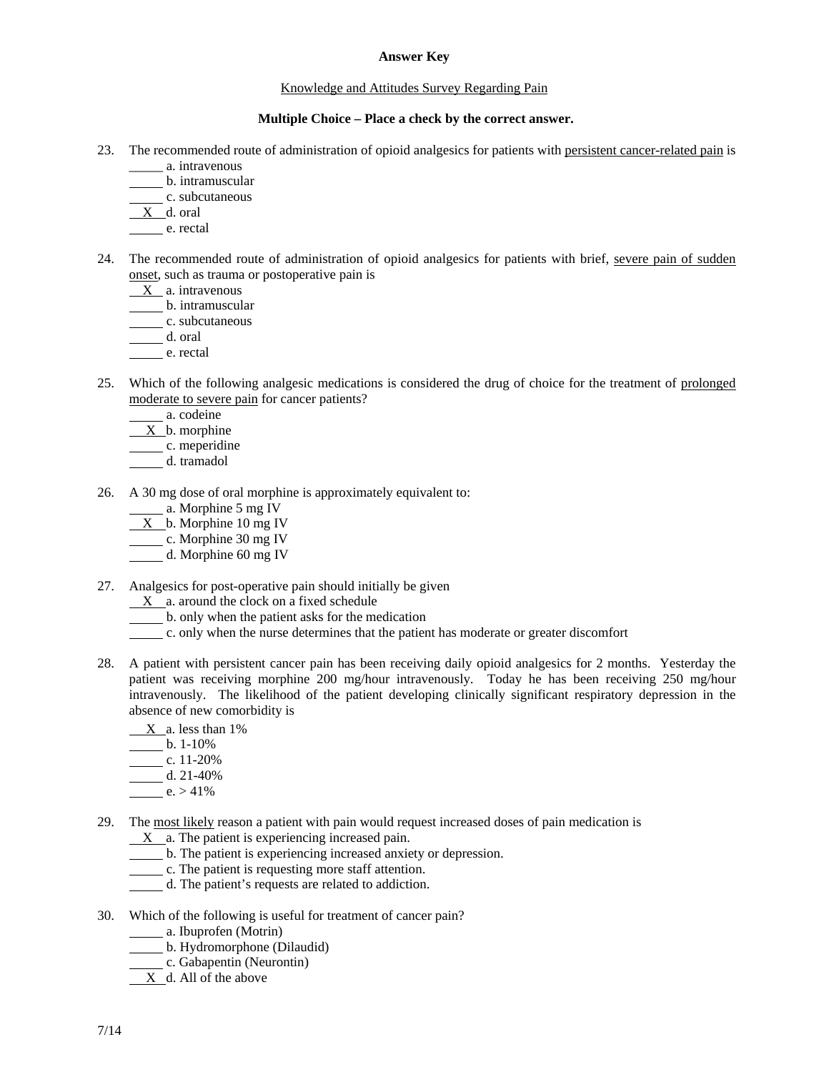**Answer Key**

Knowledge and Attitudes Survey Regarding Pain

**Multiple Choice – Place a check by the correct answer.**

23. The recommended route of administration of opioid analgesics for patients with persistent cancer-related pain is
    _____ a. intravenous
    _____ b. intramuscular
    _____ c. subcutaneous
    __X__ d. oral
    _____ e. rectal

24. The recommended route of administration of opioid analgesics for patients with brief, severe pain of sudden onset, such as trauma or postoperative pain is
    __X__ a. intravenous
    _____ b. intramuscular
    _____ c. subcutaneous
    _____ d. oral
    _____ e. rectal

25. Which of the following analgesic medications is considered the drug of choice for the treatment of prolonged moderate to severe pain for cancer patients?
    _____ a. codeine
    __X__ b. morphine
    _____ c. meperidine
    _____ d. tramadol

26. A 30 mg dose of oral morphine is approximately equivalent to:
    _____ a. Morphine 5 mg IV
    __X__ b. Morphine 10 mg IV
    _____ c. Morphine 30 mg IV
    _____ d. Morphine 60 mg IV

27. Analgesics for post-operative pain should initially be given
    __X__ a. around the clock on a fixed schedule
    _____ b. only when the patient asks for the medication
    _____ c. only when the nurse determines that the patient has moderate or greater discomfort

28. A patient with persistent cancer pain has been receiving daily opioid analgesics for 2 months. Yesterday the patient was receiving morphine 200 mg/hour intravenously. Today he has been receiving 250 mg/hour intravenously. The likelihood of the patient developing clinically significant respiratory depression in the absence of new comorbidity is
    __X__ a. less than 1%
    _____ b. 1-10%
    _____ c. 11-20%
    _____ d. 21-40%
    _____ e. > 41%

29. The most likely reason a patient with pain would request increased doses of pain medication is
    __X__ a. The patient is experiencing increased pain.
    _____ b. The patient is experiencing increased anxiety or depression.
    _____ c. The patient is requesting more staff attention.
    _____ d. The patient's requests are related to addiction.

30. Which of the following is useful for treatment of cancer pain?
    _____ a. Ibuprofen (Motrin)
    _____ b. Hydromorphone (Dilaudid)
    _____ c. Gabapentin (Neurontin)
    __X__ d. All of the above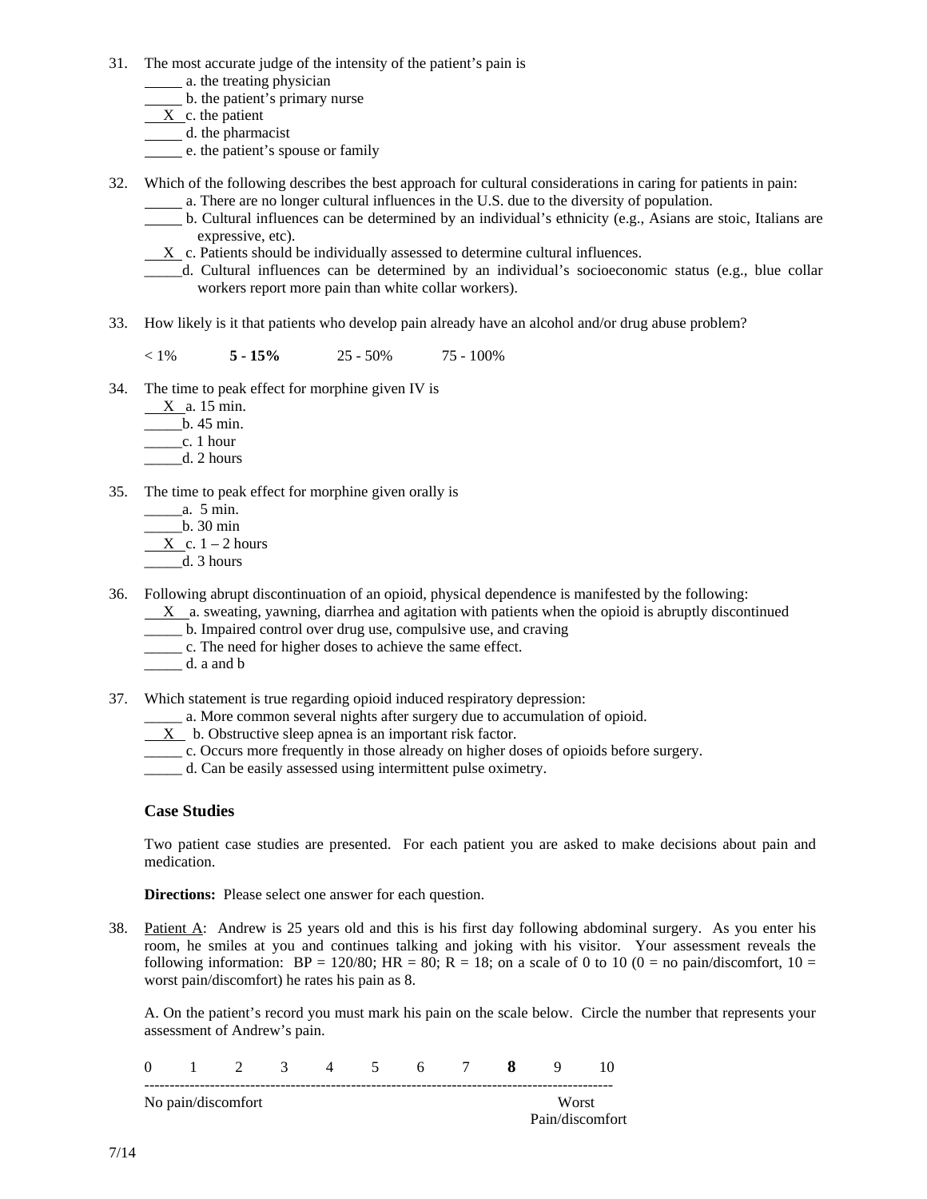31. The most accurate judge of the intensity of the patient's pain is
    _____ a. the treating physician
    _____ b. the patient's primary nurse
    __X__ c. the patient
    _____ d. the pharmacist
    _____ e. the patient's spouse or family

32. Which of the following describes the best approach for cultural considerations in caring for patients in pain:
    _____ a. There are no longer cultural influences in the U.S. due to the diversity of population.
    _____ b. Cultural influences can be determined by an individual's ethnicity (e.g., Asians are stoic, Italians are expressive, etc).
    __X__ c. Patients should be individually assessed to determine cultural influences.
    _____ d. Cultural influences can be determined by an individual's socioeconomic status (e.g., blue collar workers report more pain than white collar workers).

33. How likely is it that patients who develop pain already have an alcohol and/or drug abuse problem?

    < 1%　　　**5 - 15%**　　　25 - 50%　　　75 - 100%

34. The time to peak effect for morphine given IV is
    __X__ a. 15 min.
    _____ b. 45 min.
    _____ c. 1 hour
    _____ d. 2 hours

35. The time to peak effect for morphine given orally is
    _____ a. 5 min.
    _____ b. 30 min
    __X__ c. 1 – 2 hours
    _____ d. 3 hours

36. Following abrupt discontinuation of an opioid, physical dependence is manifested by the following:
    __X__ a. sweating, yawning, diarrhea and agitation with patients when the opioid is abruptly discontinued
    _____ b. Impaired control over drug use, compulsive use, and craving
    _____ c. The need for higher doses to achieve the same effect.
    _____ d. a and b

37. Which statement is true regarding opioid induced respiratory depression:
    _____ a. More common several nights after surgery due to accumulation of opioid.
    __X__ b. Obstructive sleep apnea is an important risk factor.
    _____ c. Occurs more frequently in those already on higher doses of opioids before surgery.
    _____ d. Can be easily assessed using intermittent pulse oximetry.

### Case Studies

Two patient case studies are presented. For each patient you are asked to make decisions about pain and medication.

**Directions:** Please select one answer for each question.

38. Patient A: Andrew is 25 years old and this is his first day following abdominal surgery. As you enter his room, he smiles at you and continues talking and joking with his visitor. Your assessment reveals the following information: BP = 120/80; HR = 80; R = 18; on a scale of 0 to 10 (0 = no pain/discomfort, 10 = worst pain/discomfort) he rates his pain as 8.

    A. On the patient's record you must mark his pain on the scale below. Circle the number that represents your assessment of Andrew's pain.

    0　　1　　2　　3　　4　　5　　6　　7　　**8**　　9　　10
    
    No pain/discomfort　　　　　　　　　　　　　　　　　　　　Worst Pain/discomfort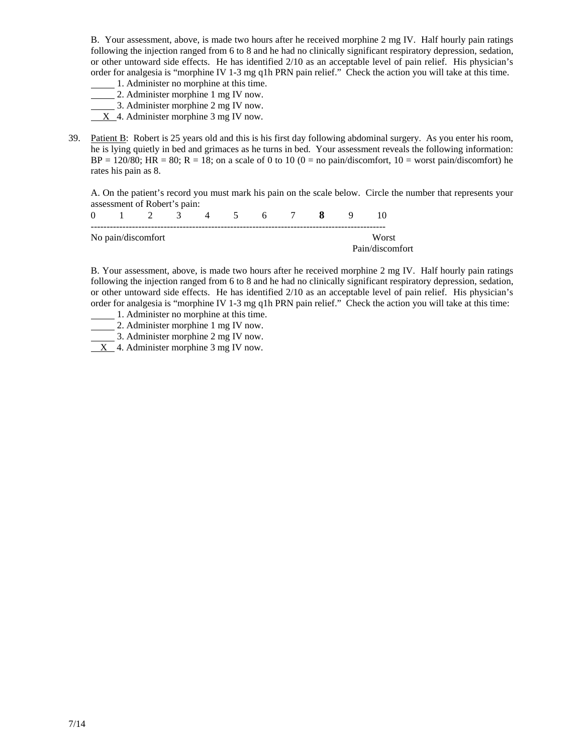B. Your assessment, above, is made two hours after he received morphine 2 mg IV. Half hourly pain ratings following the injection ranged from 6 to 8 and he had no clinically significant respiratory depression, sedation, or other untoward side effects. He has identified 2/10 as an acceptable level of pain relief. His physician's order for analgesia is "morphine IV 1-3 mg q1h PRN pain relief." Check the action you will take at this time.

_____ 1. Administer no morphine at this time.
_____ 2. Administer morphine 1 mg IV now.
_____ 3. Administer morphine 2 mg IV now.
\_\_X\_\_ 4. Administer morphine 3 mg IV now.

39. Patient B: Robert is 25 years old and this is his first day following abdominal surgery. As you enter his room, he is lying quietly in bed and grimaces as he turns in bed. Your assessment reveals the following information: BP = 120/80; HR = 80; R = 18; on a scale of 0 to 10 (0 = no pain/discomfort, 10 = worst pain/discomfort) he rates his pain as 8.

A. On the patient's record you must mark his pain on the scale below. Circle the number that represents your assessment of Robert's pain:

0 1 2 3 4 5 6 7 **8** 9 10

No pain/discomfort — Worst Pain/discomfort

B. Your assessment, above, is made two hours after he received morphine 2 mg IV. Half hourly pain ratings following the injection ranged from 6 to 8 and he had no clinically significant respiratory depression, sedation, or other untoward side effects. He has identified 2/10 as an acceptable level of pain relief. His physician's order for analgesia is "morphine IV 1-3 mg q1h PRN pain relief." Check the action you will take at this time:

_____ 1. Administer no morphine at this time.
_____ 2. Administer morphine 1 mg IV now.
_____ 3. Administer morphine 2 mg IV now.
\_\_X\_\_ 4. Administer morphine 3 mg IV now.